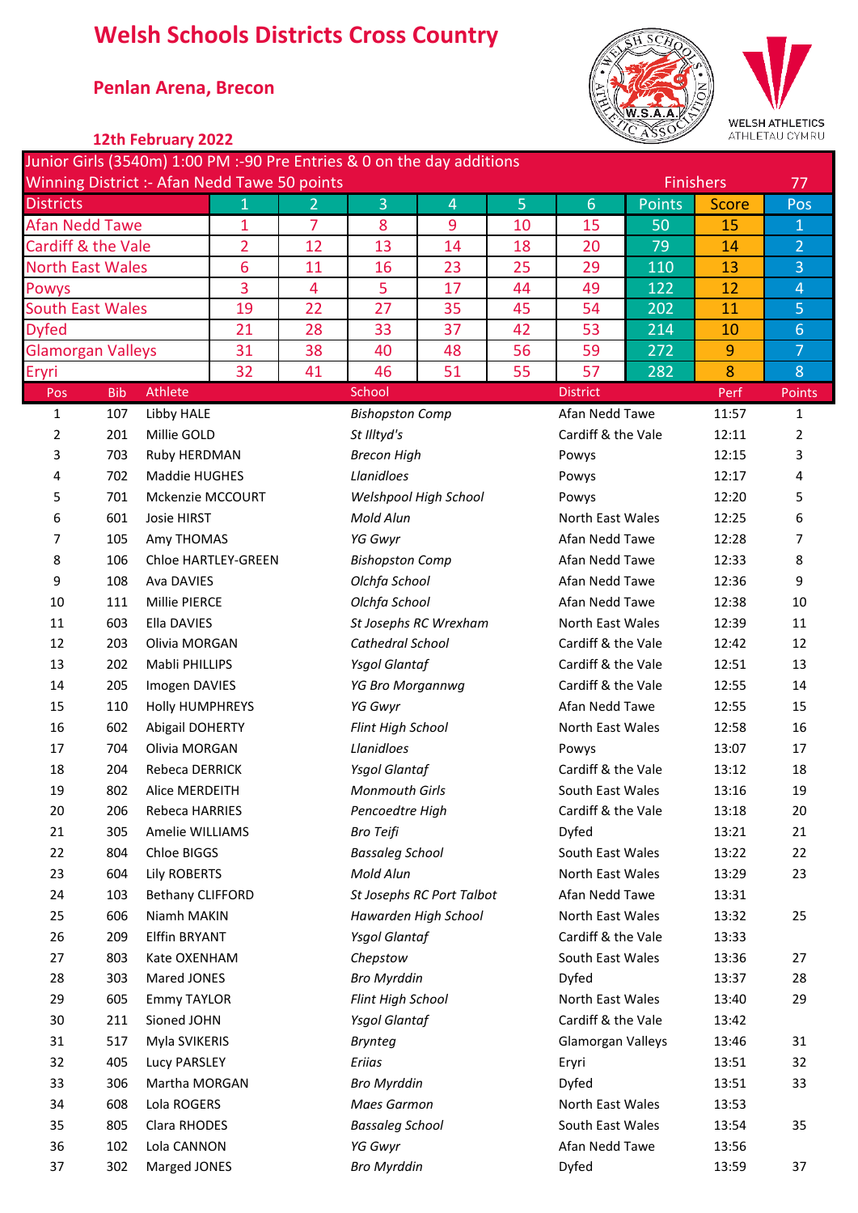# Welsh Schools Districts Cross Country

## Penlan Arena, Brecon

### 12th February 2022

Junior Girls (3540m) 1:00 PM :-90 Pre Entries & 0 on the day additions

Winning District :- Afan Nedd Tawe 50 points

Finishers 77

| Districts | 1 | 2 | 3 | 4 | 5 | 6 | Points | Score | Pos |
|---|---|---|---|---|---|---|---|---|---|
| Afan Nedd Tawe | 1 | 7 | 8 | 9 | 10 | 15 | 50 | 15 | 1 |
| Cardiff & the Vale | 2 | 12 | 13 | 14 | 18 | 20 | 79 | 14 | 2 |
| North East Wales | 6 | 11 | 16 | 23 | 25 | 29 | 110 | 13 | 3 |
| Powys | 3 | 4 | 5 | 17 | 44 | 49 | 122 | 12 | 4 |
| South East Wales | 19 | 22 | 27 | 35 | 45 | 54 | 202 | 11 | 5 |
| Dyfed | 21 | 28 | 33 | 37 | 42 | 53 | 214 | 10 | 6 |
| Glamorgan Valleys | 31 | 38 | 40 | 48 | 56 | 59 | 272 | 9 | 7 |
| Eryri | 32 | 41 | 46 | 51 | 55 | 57 | 282 | 8 | 8 |

| Pos | Bib | Athlete | School | District | Perf | Points |
|---|---|---|---|---|---|---|
| 1 | 107 | Libby HALE | *Bishopston Comp* | Afan Nedd Tawe | 11:57 | 1 |
| 2 | 201 | Millie GOLD | *St Illtyd's* | Cardiff & the Vale | 12:11 | 2 |
| 3 | 703 | Ruby HERDMAN | *Brecon High* | Powys | 12:15 | 3 |
| 4 | 702 | Maddie HUGHES | *Llanidloes* | Powys | 12:17 | 4 |
| 5 | 701 | Mckenzie MCCOURT | *Welshpool High School* | Powys | 12:20 | 5 |
| 6 | 601 | Josie HIRST | *Mold Alun* | North East Wales | 12:25 | 6 |
| 7 | 105 | Amy THOMAS | *YG Gwyr* | Afan Nedd Tawe | 12:28 | 7 |
| 8 | 106 | Chloe HARTLEY-GREEN | *Bishopston Comp* | Afan Nedd Tawe | 12:33 | 8 |
| 9 | 108 | Ava DAVIES | *Olchfa School* | Afan Nedd Tawe | 12:36 | 9 |
| 10 | 111 | Millie PIERCE | *Olchfa School* | Afan Nedd Tawe | 12:38 | 10 |
| 11 | 603 | Ella DAVIES | *St Josephs RC Wrexham* | North East Wales | 12:39 | 11 |
| 12 | 203 | Olivia MORGAN | *Cathedral School* | Cardiff & the Vale | 12:42 | 12 |
| 13 | 202 | Mabli PHILLIPS | *Ysgol Glantaf* | Cardiff & the Vale | 12:51 | 13 |
| 14 | 205 | Imogen DAVIES | *YG Bro Morgannwg* | Cardiff & the Vale | 12:55 | 14 |
| 15 | 110 | Holly HUMPHREYS | *YG Gwyr* | Afan Nedd Tawe | 12:55 | 15 |
| 16 | 602 | Abigail DOHERTY | *Flint High School* | North East Wales | 12:58 | 16 |
| 17 | 704 | Olivia MORGAN | *Llanidloes* | Powys | 13:07 | 17 |
| 18 | 204 | Rebeca DERRICK | *Ysgol Glantaf* | Cardiff & the Vale | 13:12 | 18 |
| 19 | 802 | Alice MERDEITH | *Monmouth Girls* | South East Wales | 13:16 | 19 |
| 20 | 206 | Rebeca HARRIES | *Pencoedtre High* | Cardiff & the Vale | 13:18 | 20 |
| 21 | 305 | Amelie WILLIAMS | *Bro Teifi* | Dyfed | 13:21 | 21 |
| 22 | 804 | Chloe BIGGS | *Bassaleg School* | South East Wales | 13:22 | 22 |
| 23 | 604 | Lily ROBERTS | *Mold Alun* | North East Wales | 13:29 | 23 |
| 24 | 103 | Bethany CLIFFORD | *St Josephs RC Port Talbot* | Afan Nedd Tawe | 13:31 | |
| 25 | 606 | Niamh MAKIN | *Hawarden High School* | North East Wales | 13:32 | 25 |
| 26 | 209 | Elffin BRYANT | *Ysgol Glantaf* | Cardiff & the Vale | 13:33 | |
| 27 | 803 | Kate OXENHAM | *Chepstow* | South East Wales | 13:36 | 27 |
| 28 | 303 | Mared JONES | *Bro Myrddin* | Dyfed | 13:37 | 28 |
| 29 | 605 | Emmy TAYLOR | *Flint High School* | North East Wales | 13:40 | 29 |
| 30 | 211 | Sioned JOHN | *Ysgol Glantaf* | Cardiff & the Vale | 13:42 | |
| 31 | 517 | Myla SVIKERIS | *Brynteg* | Glamorgan Valleys | 13:46 | 31 |
| 32 | 405 | Lucy PARSLEY | *Eriias* | Eryri | 13:51 | 32 |
| 33 | 306 | Martha MORGAN | *Bro Myrddin* | Dyfed | 13:51 | 33 |
| 34 | 608 | Lola ROGERS | *Maes Garmon* | North East Wales | 13:53 | |
| 35 | 805 | Clara RHODES | *Bassaleg School* | South East Wales | 13:54 | 35 |
| 36 | 102 | Lola CANNON | *YG Gwyr* | Afan Nedd Tawe | 13:56 | |
| 37 | 302 | Marged JONES | *Bro Myrddin* | Dyfed | 13:59 | 37 |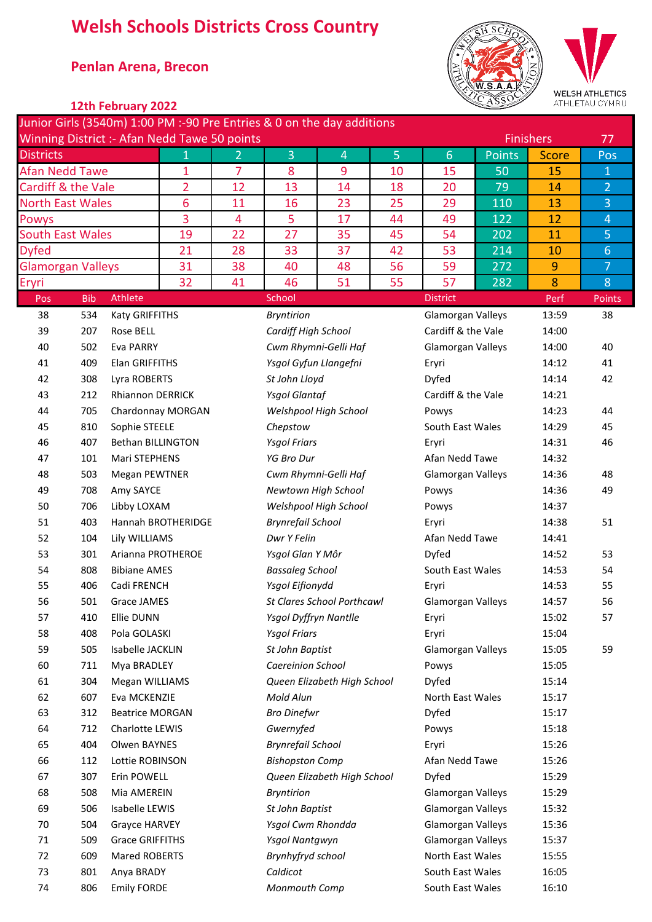# Welsh Schools Districts Cross Country

## Penlan Arena, Brecon

### 12th February 2022

Junior Girls (3540m) 1:00 PM :-90 Pre Entries & 0 on the day additions

Winning District :- Afan Nedd Tawe 50 points — Finishers 77

| Districts | 1 | 2 | 3 | 4 | 5 | 6 | Points | Score | Pos |
|---|---|---|---|---|---|---|---|---|---|
| Afan Nedd Tawe | 1 | 7 | 8 | 9 | 10 | 15 | 50 | 15 | 1 |
| Cardiff & the Vale | 2 | 12 | 13 | 14 | 18 | 20 | 79 | 14 | 2 |
| North East Wales | 6 | 11 | 16 | 23 | 25 | 29 | 110 | 13 | 3 |
| Powys | 3 | 4 | 5 | 17 | 44 | 49 | 122 | 12 | 4 |
| South East Wales | 19 | 22 | 27 | 35 | 45 | 54 | 202 | 11 | 5 |
| Dyfed | 21 | 28 | 33 | 37 | 42 | 53 | 214 | 10 | 6 |
| Glamorgan Valleys | 31 | 38 | 40 | 48 | 56 | 59 | 272 | 9 | 7 |
| Eryri | 32 | 41 | 46 | 51 | 55 | 57 | 282 | 8 | 8 |

| Pos | Bib | Athlete | School | District | Perf | Points |
|---|---|---|---|---|---|---|
| 38 | 534 | Katy GRIFFITHS | *Bryntirion* | Glamorgan Valleys | 13:59 | 38 |
| 39 | 207 | Rose BELL | *Cardiff High School* | Cardiff & the Vale | 14:00 | |
| 40 | 502 | Eva PARRY | *Cwm Rhymni-Gelli Haf* | Glamorgan Valleys | 14:00 | 40 |
| 41 | 409 | Elan GRIFFITHS | *Ysgol Gyfun Llangefni* | Eryri | 14:12 | 41 |
| 42 | 308 | Lyra ROBERTS | *St John Lloyd* | Dyfed | 14:14 | 42 |
| 43 | 212 | Rhiannon DERRICK | *Ysgol Glantaf* | Cardiff & the Vale | 14:21 | |
| 44 | 705 | Chardonnay MORGAN | *Welshpool High School* | Powys | 14:23 | 44 |
| 45 | 810 | Sophie STEELE | *Chepstow* | South East Wales | 14:29 | 45 |
| 46 | 407 | Bethan BILLINGTON | *Ysgol Friars* | Eryri | 14:31 | 46 |
| 47 | 101 | Mari STEPHENS | *YG Bro Dur* | Afan Nedd Tawe | 14:32 | |
| 48 | 503 | Megan PEWTNER | *Cwm Rhymni-Gelli Haf* | Glamorgan Valleys | 14:36 | 48 |
| 49 | 708 | Amy SAYCE | *Newtown High School* | Powys | 14:36 | 49 |
| 50 | 706 | Libby LOXAM | *Welshpool High School* | Powys | 14:37 | |
| 51 | 403 | Hannah BROTHERIDGE | *Brynrefail School* | Eryri | 14:38 | 51 |
| 52 | 104 | Lily WILLIAMS | *Dwr Y Felin* | Afan Nedd Tawe | 14:41 | |
| 53 | 301 | Arianna PROTHEROE | *Ysgol Glan Y Môr* | Dyfed | 14:52 | 53 |
| 54 | 808 | Bibiane AMES | *Bassaleg School* | South East Wales | 14:53 | 54 |
| 55 | 406 | Cadi FRENCH | *Ysgol Eifionydd* | Eryri | 14:53 | 55 |
| 56 | 501 | Grace JAMES | *St Clares School Porthcawl* | Glamorgan Valleys | 14:57 | 56 |
| 57 | 410 | Ellie DUNN | *Ysgol Dyffryn Nantlle* | Eryri | 15:02 | 57 |
| 58 | 408 | Pola GOLASKI | *Ysgol Friars* | Eryri | 15:04 | |
| 59 | 505 | Isabelle JACKLIN | *St John Baptist* | Glamorgan Valleys | 15:05 | 59 |
| 60 | 711 | Mya BRADLEY | *Caereinion School* | Powys | 15:05 | |
| 61 | 304 | Megan WILLIAMS | *Queen Elizabeth High School* | Dyfed | 15:14 | |
| 62 | 607 | Eva MCKENZIE | *Mold Alun* | North East Wales | 15:17 | |
| 63 | 312 | Beatrice MORGAN | *Bro Dinefwr* | Dyfed | 15:17 | |
| 64 | 712 | Charlotte LEWIS | *Gwernyfed* | Powys | 15:18 | |
| 65 | 404 | Olwen BAYNES | *Brynrefail School* | Eryri | 15:26 | |
| 66 | 112 | Lottie ROBINSON | *Bishopston Comp* | Afan Nedd Tawe | 15:26 | |
| 67 | 307 | Erin POWELL | *Queen Elizabeth High School* | Dyfed | 15:29 | |
| 68 | 508 | Mia AMEREIN | *Bryntirion* | Glamorgan Valleys | 15:29 | |
| 69 | 506 | Isabelle LEWIS | *St John Baptist* | Glamorgan Valleys | 15:32 | |
| 70 | 504 | Grayce HARVEY | *Ysgol Cwm Rhondda* | Glamorgan Valleys | 15:36 | |
| 71 | 509 | Grace GRIFFITHS | *Ysgol Nantgwyn* | Glamorgan Valleys | 15:37 | |
| 72 | 609 | Mared ROBERTS | *Brynhyfryd school* | North East Wales | 15:55 | |
| 73 | 801 | Anya BRADY | *Caldicot* | South East Wales | 16:05 | |
| 74 | 806 | Emily FORDE | *Monmouth Comp* | South East Wales | 16:10 | |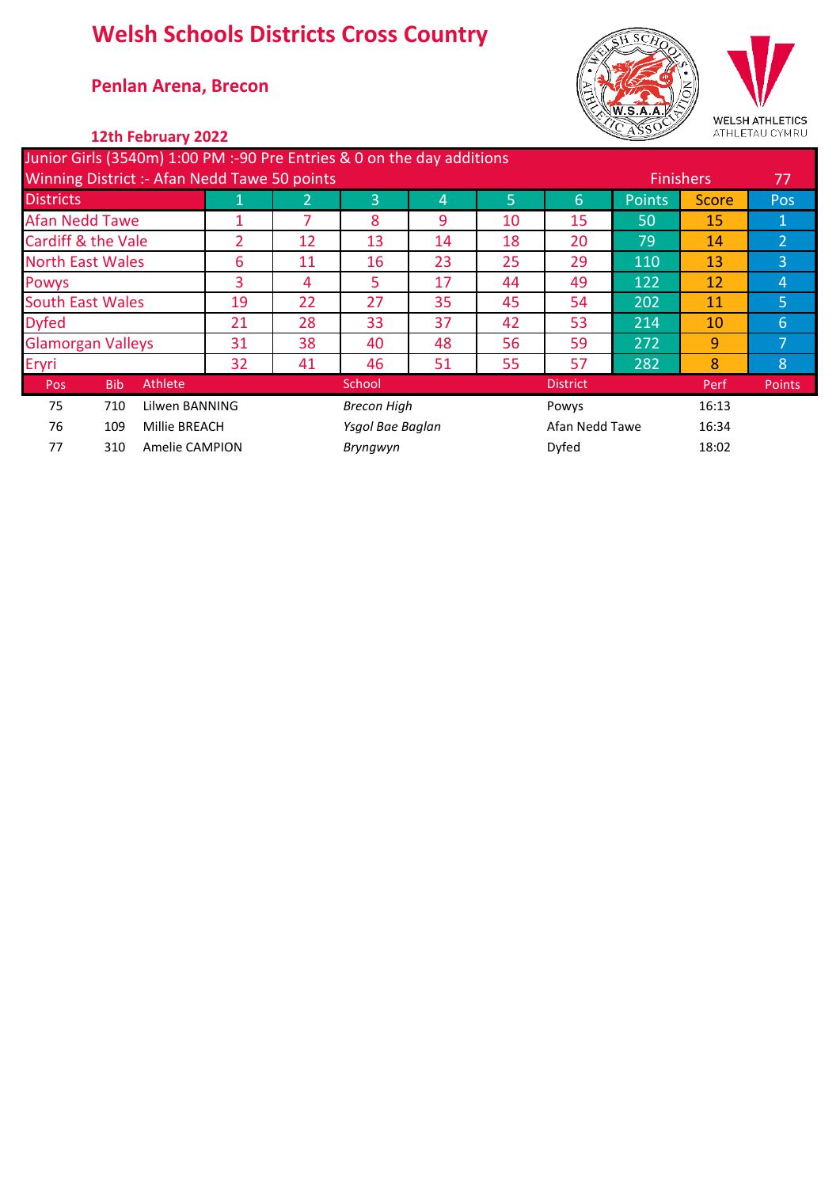# Welsh Schools Districts Cross Country

## Penlan Arena, Brecon

**12th February 2022**

Junior Girls (3540m) 1:00 PM :-90 Pre Entries & 0 on the day additions

Winning District :- Afan Nedd Tawe 50 points

Finishers 77

| Districts | 1 | 2 | 3 | 4 | 5 | 6 | Points | Score | Pos |
|---|---|---|---|---|---|---|---|---|---|
| Afan Nedd Tawe | 1 | 7 | 8 | 9 | 10 | 15 | 50 | 15 | 1 |
| Cardiff & the Vale | 2 | 12 | 13 | 14 | 18 | 20 | 79 | 14 | 2 |
| North East Wales | 6 | 11 | 16 | 23 | 25 | 29 | 110 | 13 | 3 |
| Powys | 3 | 4 | 5 | 17 | 44 | 49 | 122 | 12 | 4 |
| South East Wales | 19 | 22 | 27 | 35 | 45 | 54 | 202 | 11 | 5 |
| Dyfed | 21 | 28 | 33 | 37 | 42 | 53 | 214 | 10 | 6 |
| Glamorgan Valleys | 31 | 38 | 40 | 48 | 56 | 59 | 272 | 9 | 7 |
| Eryri | 32 | 41 | 46 | 51 | 55 | 57 | 282 | 8 | 8 |

| Pos | Bib | Athlete | School | District | Perf | Points |
|---|---|---|---|---|---|---|
| 75 | 710 | Lilwen BANNING | *Brecon High* | Powys | 16:13 | |
| 76 | 109 | Millie BREACH | *Ysgol Bae Baglan* | Afan Nedd Tawe | 16:34 | |
| 77 | 310 | Amelie CAMPION | *Bryngwyn* | Dyfed | 18:02 | |